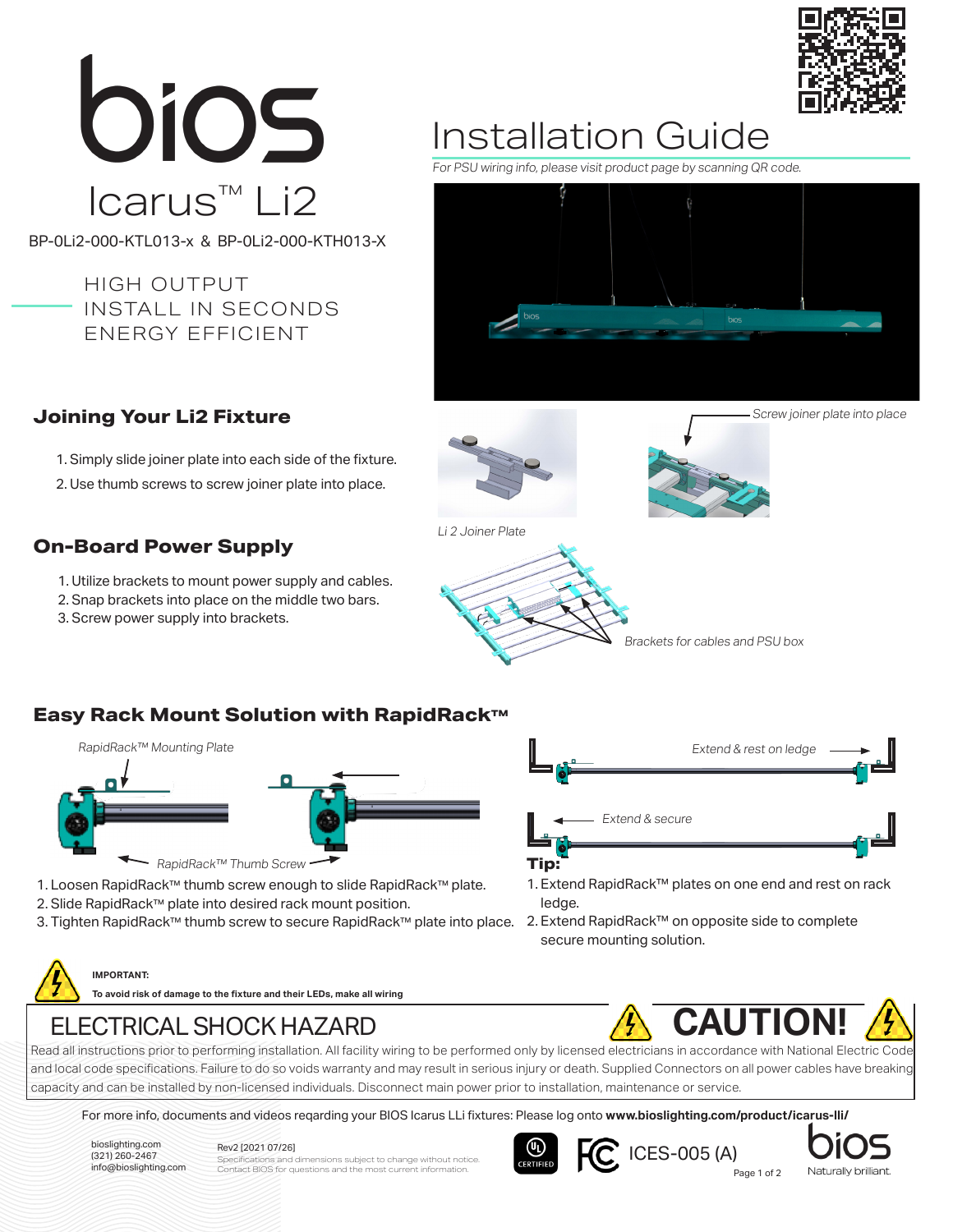# bios

## Icarus™ Li2

BP-0Li2-000-KTL013-x & BP-0Li2-000-KTH013-X

HIGH OUTPUT
INSTALL IN SECONDS
ENERGY EFFICIENT

# Installation Guide

*For PSU wiring info, please visit product page by scanning QR code.*

## Joining Your Li2 Fixture

1. Simply slide joiner plate into each side of the fixture.
2. Use thumb screws to screw joiner plate into place.

*Li 2 Joiner Plate*

*Screw joiner plate into place*

## On-Board Power Supply

1. Utilize brackets to mount power supply and cables.
2. Snap brackets into place on the middle two bars.
3. Screw power supply into brackets.

*Brackets for cables and PSU box*

## Easy Rack Mount Solution with RapidRack™

*RapidRack™ Mounting Plate*

*RapidRack™ Thumb Screw*

1. Loosen RapidRack™ thumb screw enough to slide RapidRack™ plate.
2. Slide RapidRack™ plate into desired rack mount position.
3. Tighten RapidRack™ thumb screw to secure RapidRack™ plate into place.

*Extend & rest on ledge*

*Extend & secure*

**Tip:**

1. Extend RapidRack™ plates on one end and rest on rack ledge.
2. Extend RapidRack™ on opposite side to complete secure mounting solution.

**IMPORTANT:**

**To avoid risk of damage to the fixture and their LEDs, make all wiring**

## ELECTRICAL SHOCK HAZARD

## CAUTION!

Read all instructions prior to performing installation. All facility wiring to be performed only by licensed electricians in accordance with National Electric Code and local code specifications. Failure to do so voids warranty and may result in serious injury or death. Supplied Connectors on all power cables have breaking capacity and can be installed by non-licensed individuals. Disconnect main power prior to installation, maintenance or service.

For more info, documents and videos reqarding your BIOS Icarus LLi fixtures: Please log onto **www.bioslighting.com/product/icarus-lli/**

bioslighting.com
(321) 260-2467
info@bioslighting.com

Rev2 [2021 07/26]
Specifications and dimensions subject to change without notice.
Contact BIOS for questions and the most current information.

UL CERTIFIED FC ICES-005 (A)

bios Naturally brilliant.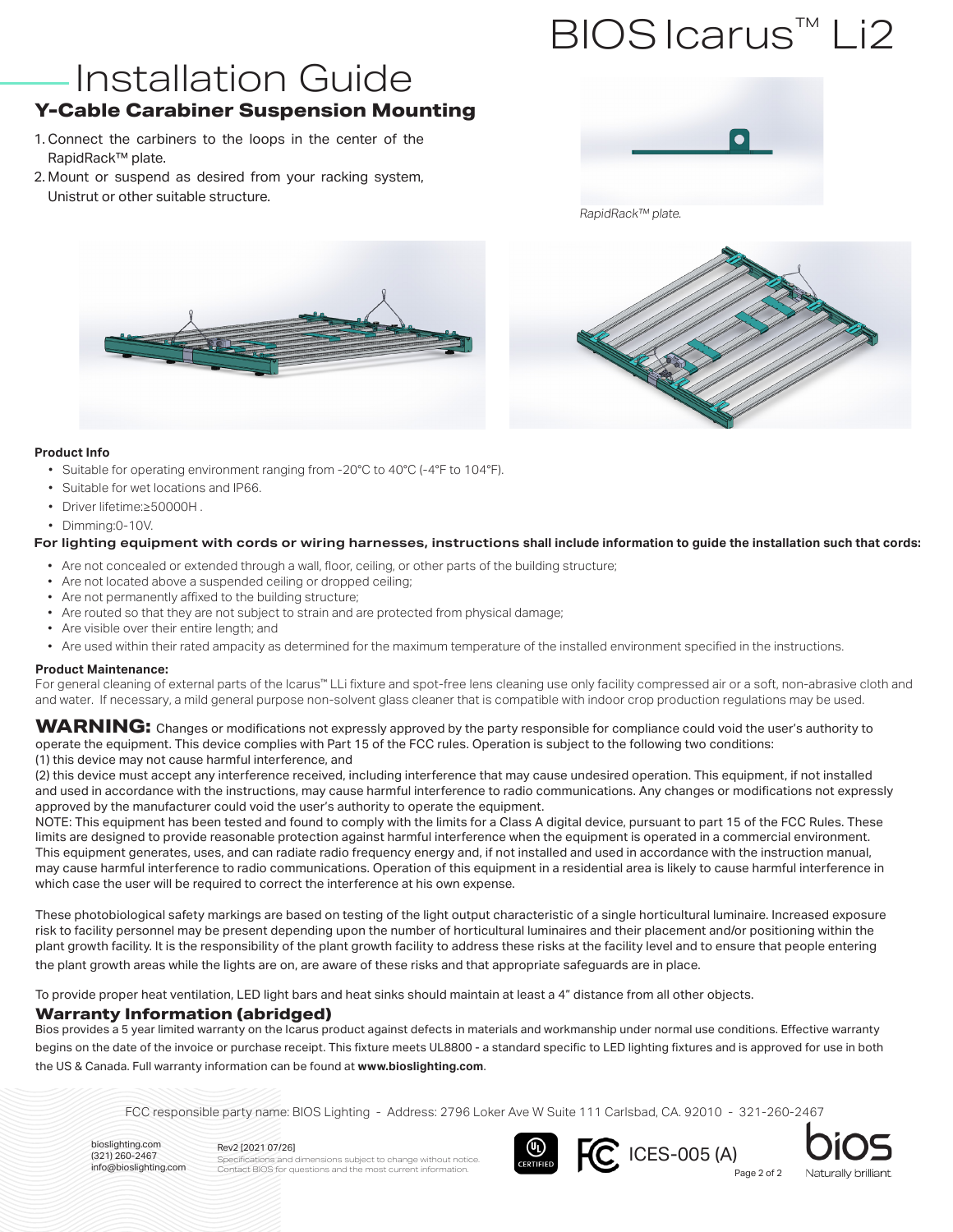# BIOS Icarus™ Li2

## Installation Guide

### Y-Cable Carabiner Suspension Mounting

1. Connect the carbiners to the loops in the center of the RapidRack™ plate.
2. Mount or suspend as desired from your racking system, Unistrut or other suitable structure.

*RapidRack™ plate.*

**Product Info**

- Suitable for operating environment ranging from -20°C to 40°C (-4°F to 104°F).
- Suitable for wet locations and IP66.
- Driver lifetime:≥50000H .
- Dimming:0-10V.

**For lighting equipment with cords or wiring harnesses, instructions shall include information to guide the installation such that cords:**

- Are not concealed or extended through a wall, floor, ceiling, or other parts of the building structure;
- Are not located above a suspended ceiling or dropped ceiling;
- Are not permanently affixed to the building structure;
- Are routed so that they are not subject to strain and are protected from physical damage;
- Are visible over their entire length; and
- Are used within their rated ampacity as determined for the maximum temperature of the installed environment specified in the instructions.

**Product Maintenance:**

For general cleaning of external parts of the Icarus™ LLi fixture and spot-free lens cleaning use only facility compressed air or a soft, non-abrasive cloth and and water. If necessary, a mild general purpose non-solvent glass cleaner that is compatible with indoor crop production regulations may be used.

**WARNING:** Changes or modifications not expressly approved by the party responsible for compliance could void the user's authority to operate the equipment. This device complies with Part 15 of the FCC rules. Operation is subject to the following two conditions:
(1) this device may not cause harmful interference, and
(2) this device must accept any interference received, including interference that may cause undesired operation. This equipment, if not installed and used in accordance with the instructions, may cause harmful interference to radio communications. Any changes or modifications not expressly approved by the manufacturer could void the user's authority to operate the equipment.
NOTE: This equipment has been tested and found to comply with the limits for a Class A digital device, pursuant to part 15 of the FCC Rules. These limits are designed to provide reasonable protection against harmful interference when the equipment is operated in a commercial environment. This equipment generates, uses, and can radiate radio frequency energy and, if not installed and used in accordance with the instruction manual, may cause harmful interference to radio communications. Operation of this equipment in a residential area is likely to cause harmful interference in which case the user will be required to correct the interference at his own expense.

These photobiological safety markings are based on testing of the light output characteristic of a single horticultural luminaire. Increased exposure risk to facility personnel may be present depending upon the number of horticultural luminaires and their placement and/or positioning within the plant growth facility. It is the responsibility of the plant growth facility to address these risks at the facility level and to ensure that people entering the plant growth areas while the lights are on, are aware of these risks and that appropriate safeguards are in place.

To provide proper heat ventilation, LED light bars and heat sinks should maintain at least a 4" distance from all other objects.

### Warranty Information (abridged)

Bios provides a 5 year limited warranty on the Icarus product against defects in materials and workmanship under normal use conditions. Effective warranty begins on the date of the invoice or purchase receipt. This fixture meets UL8800 - a standard specific to LED lighting fixtures and is approved for use in both the US & Canada. Full warranty information can be found at **www.bioslighting.com**.

FCC responsible party name: BIOS Lighting - Address: 2796 Loker Ave W Suite 111 Carlsbad, CA. 92010 - 321-260-2467

bioslighting.com
(321) 260-2467
info@bioslighting.com

Rev2 [2021 07/26]
Specifications and dimensions subject to change without notice. Contact BIOS for questions and the most current information.

CERTIFIED ICES-005 (A)

bios Naturally brilliant